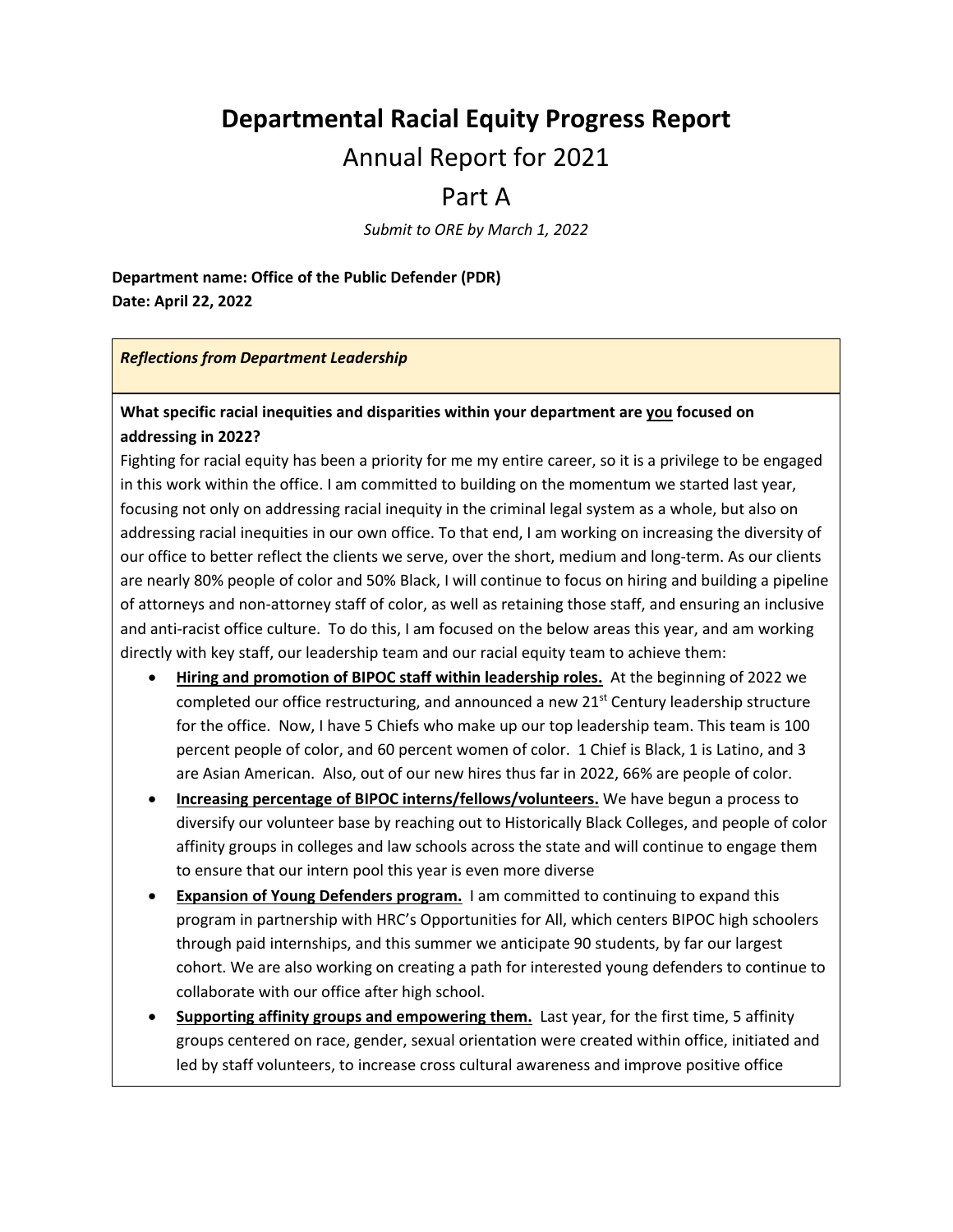# Departmental Racial Equity Progress Report

## Annual Report for 2021

## Part A

*Submit to ORE by March 1, 2022*

**Department name: Office of the Public Defender (PDR)**
**Date: April 22, 2022**

***Reflections from Department Leadership***

**What specific racial inequities and disparities within your department are <u>you</u> focused on addressing in 2022?**

Fighting for racial equity has been a priority for me my entire career, so it is a privilege to be engaged in this work within the office. I am committed to building on the momentum we started last year, focusing not only on addressing racial inequity in the criminal legal system as a whole, but also on addressing racial inequities in our own office. To that end, I am working on increasing the diversity of our office to better reflect the clients we serve, over the short, medium and long-term. As our clients are nearly 80% people of color and 50% Black, I will continue to focus on hiring and building a pipeline of attorneys and non-attorney staff of color, as well as retaining those staff, and ensuring an inclusive and anti-racist office culture. To do this, I am focused on the below areas this year, and am working directly with key staff, our leadership team and our racial equity team to achieve them:

- **<u>Hiring and promotion of BIPOC staff within leadership roles.</u>** At the beginning of 2022 we completed our office restructuring, and announced a new 21st Century leadership structure for the office. Now, I have 5 Chiefs who make up our top leadership team. This team is 100 percent people of color, and 60 percent women of color. 1 Chief is Black, 1 is Latino, and 3 are Asian American. Also, out of our new hires thus far in 2022, 66% are people of color.
- **<u>Increasing percentage of BIPOC interns/fellows/volunteers.</u>** We have begun a process to diversify our volunteer base by reaching out to Historically Black Colleges, and people of color affinity groups in colleges and law schools across the state and will continue to engage them to ensure that our intern pool this year is even more diverse
- **<u>Expansion of Young Defenders program.</u>** I am committed to continuing to expand this program in partnership with HRC's Opportunities for All, which centers BIPOC high schoolers through paid internships, and this summer we anticipate 90 students, by far our largest cohort. We are also working on creating a path for interested young defenders to continue to collaborate with our office after high school.
- **<u>Supporting affinity groups and empowering them.</u>** Last year, for the first time, 5 affinity groups centered on race, gender, sexual orientation were created within office, initiated and led by staff volunteers, to increase cross cultural awareness and improve positive office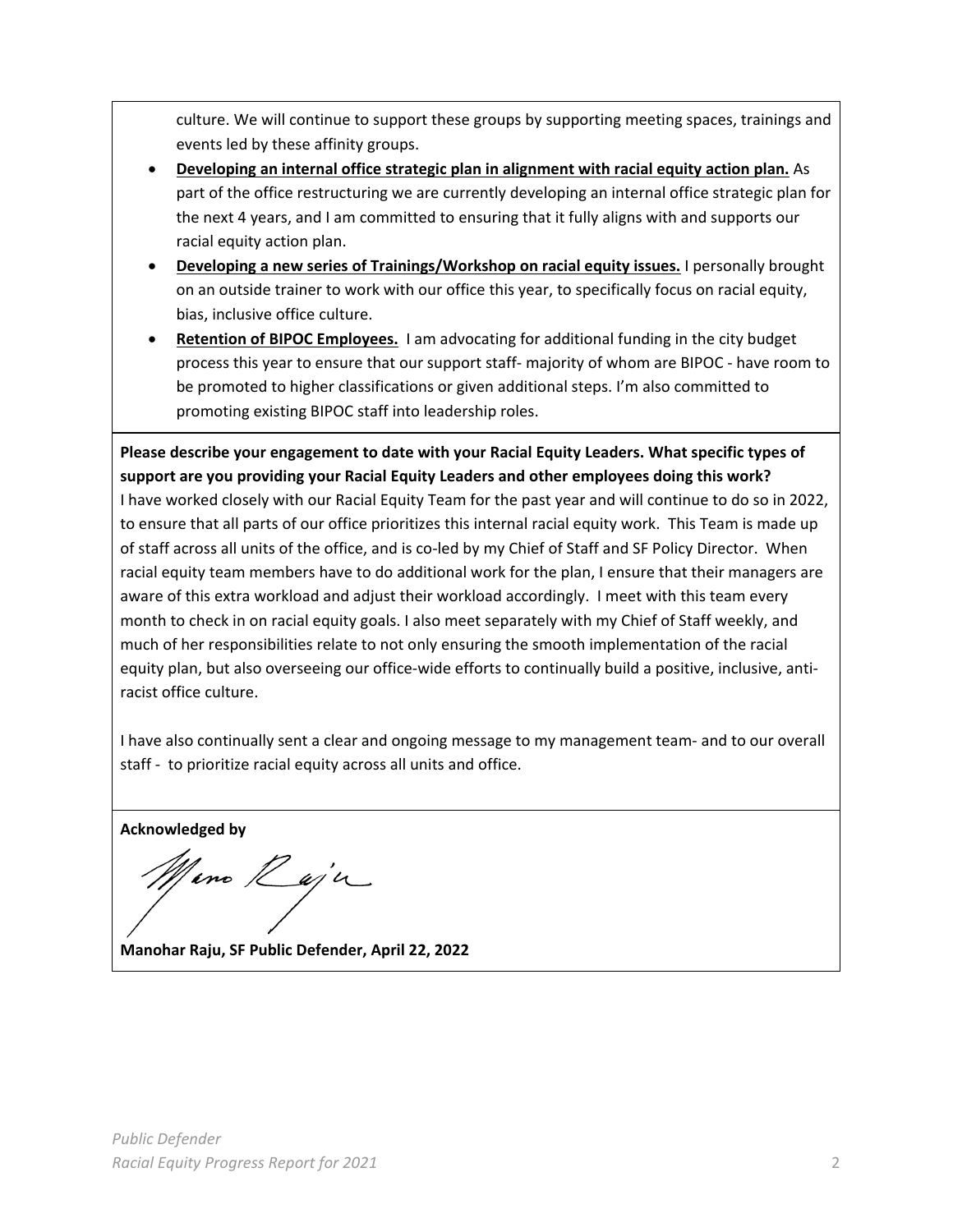culture. We will continue to support these groups by supporting meeting spaces, trainings and events led by these affinity groups.

- **Developing an internal office strategic plan in alignment with racial equity action plan.** As part of the office restructuring we are currently developing an internal office strategic plan for the next 4 years, and I am committed to ensuring that it fully aligns with and supports our racial equity action plan.
- **Developing a new series of Trainings/Workshop on racial equity issues.** I personally brought on an outside trainer to work with our office this year, to specifically focus on racial equity, bias, inclusive office culture.
- **Retention of BIPOC Employees.** I am advocating for additional funding in the city budget process this year to ensure that our support staff- majority of whom are BIPOC - have room to be promoted to higher classifications or given additional steps. I'm also committed to promoting existing BIPOC staff into leadership roles.

**Please describe your engagement to date with your Racial Equity Leaders. What specific types of support are you providing your Racial Equity Leaders and other employees doing this work?**

I have worked closely with our Racial Equity Team for the past year and will continue to do so in 2022, to ensure that all parts of our office prioritizes this internal racial equity work. This Team is made up of staff across all units of the office, and is co-led by my Chief of Staff and SF Policy Director. When racial equity team members have to do additional work for the plan, I ensure that their managers are aware of this extra workload and adjust their workload accordingly. I meet with this team every month to check in on racial equity goals. I also meet separately with my Chief of Staff weekly, and much of her responsibilities relate to not only ensuring the smooth implementation of the racial equity plan, but also overseeing our office-wide efforts to continually build a positive, inclusive, anti-racist office culture.

I have also continually sent a clear and ongoing message to my management team- and to our overall staff - to prioritize racial equity across all units and office.

**Acknowledged by**

**Manohar Raju, SF Public Defender, April 22, 2022**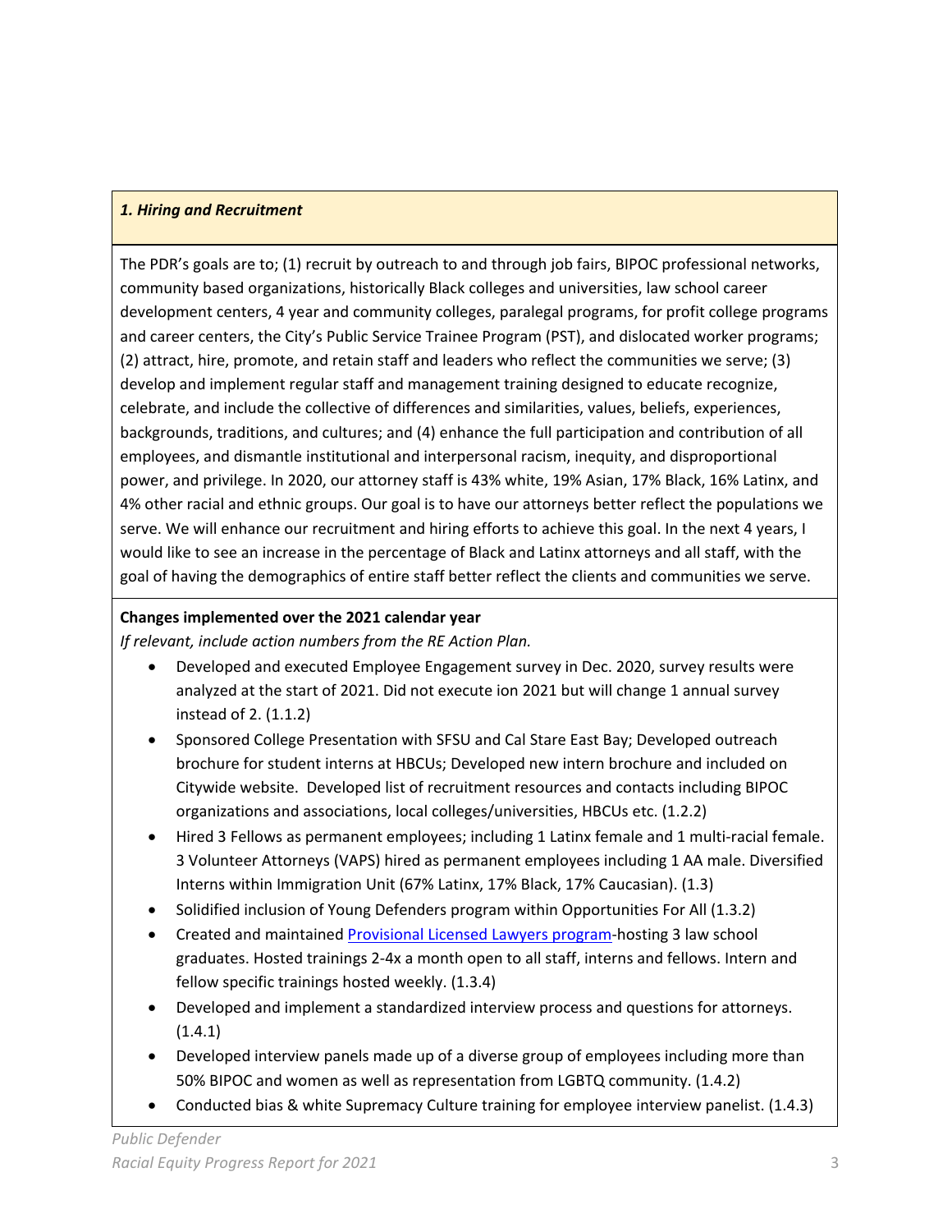### *1. Hiring and Recruitment*

The PDR's goals are to; (1) recruit by outreach to and through job fairs, BIPOC professional networks, community based organizations, historically Black colleges and universities, law school career development centers, 4 year and community colleges, paralegal programs, for profit college programs and career centers, the City's Public Service Trainee Program (PST), and dislocated worker programs; (2) attract, hire, promote, and retain staff and leaders who reflect the communities we serve; (3) develop and implement regular staff and management training designed to educate recognize, celebrate, and include the collective of differences and similarities, values, beliefs, experiences, backgrounds, traditions, and cultures; and (4) enhance the full participation and contribution of all employees, and dismantle institutional and interpersonal racism, inequity, and disproportional power, and privilege. In 2020, our attorney staff is 43% white, 19% Asian, 17% Black, 16% Latinx, and 4% other racial and ethnic groups. Our goal is to have our attorneys better reflect the populations we serve. We will enhance our recruitment and hiring efforts to achieve this goal. In the next 4 years, I would like to see an increase in the percentage of Black and Latinx attorneys and all staff, with the goal of having the demographics of entire staff better reflect the clients and communities we serve.

**Changes implemented over the 2021 calendar year**

*If relevant, include action numbers from the RE Action Plan.*

- Developed and executed Employee Engagement survey in Dec. 2020, survey results were analyzed at the start of 2021. Did not execute ion 2021 but will change 1 annual survey instead of 2. (1.1.2)
- Sponsored College Presentation with SFSU and Cal Stare East Bay; Developed outreach brochure for student interns at HBCUs; Developed new intern brochure and included on Citywide website. Developed list of recruitment resources and contacts including BIPOC organizations and associations, local colleges/universities, HBCUs etc. (1.2.2)
- Hired 3 Fellows as permanent employees; including 1 Latinx female and 1 multi-racial female. 3 Volunteer Attorneys (VAPS) hired as permanent employees including 1 AA male. Diversified Interns within Immigration Unit (67% Latinx, 17% Black, 17% Caucasian). (1.3)
- Solidified inclusion of Young Defenders program within Opportunities For All (1.3.2)
- Created and maintained Provisional Licensed Lawyers program-hosting 3 law school graduates. Hosted trainings 2-4x a month open to all staff, interns and fellows. Intern and fellow specific trainings hosted weekly. (1.3.4)
- Developed and implement a standardized interview process and questions for attorneys. (1.4.1)
- Developed interview panels made up of a diverse group of employees including more than 50% BIPOC and women as well as representation from LGBTQ community. (1.4.2)
- Conducted bias & white Supremacy Culture training for employee interview panelist. (1.4.3)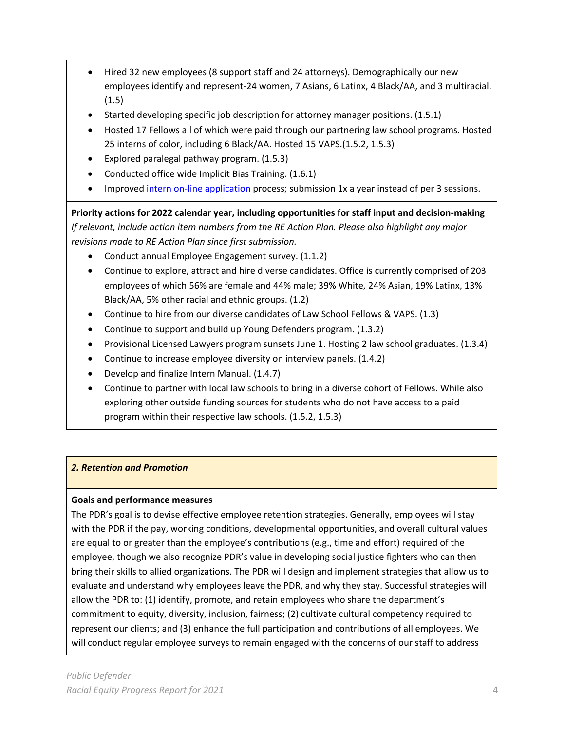- Hired 32 new employees (8 support staff and 24 attorneys). Demographically our new employees identify and represent-24 women, 7 Asians, 6 Latinx, 4 Black/AA, and 3 multiracial. (1.5)
- Started developing specific job description for attorney manager positions. (1.5.1)
- Hosted 17 Fellows all of which were paid through our partnering law school programs. Hosted 25 interns of color, including 6 Black/AA. Hosted 15 VAPS.(1.5.2, 1.5.3)
- Explored paralegal pathway program. (1.5.3)
- Conducted office wide Implicit Bias Training. (1.6.1)
- Improved intern on-line application process; submission 1x a year instead of per 3 sessions.

**Priority actions for 2022 calendar year, including opportunities for staff input and decision-making**

*If relevant, include action item numbers from the RE Action Plan. Please also highlight any major revisions made to RE Action Plan since first submission.*

- Conduct annual Employee Engagement survey. (1.1.2)
- Continue to explore, attract and hire diverse candidates. Office is currently comprised of 203 employees of which 56% are female and 44% male; 39% White, 24% Asian, 19% Latinx, 13% Black/AA, 5% other racial and ethnic groups. (1.2)
- Continue to hire from our diverse candidates of Law School Fellows & VAPS. (1.3)
- Continue to support and build up Young Defenders program. (1.3.2)
- Provisional Licensed Lawyers program sunsets June 1. Hosting 2 law school graduates. (1.3.4)
- Continue to increase employee diversity on interview panels. (1.4.2)
- Develop and finalize Intern Manual. (1.4.7)
- Continue to partner with local law schools to bring in a diverse cohort of Fellows. While also exploring other outside funding sources for students who do not have access to a paid program within their respective law schools. (1.5.2, 1.5.3)

## *2. Retention and Promotion*

**Goals and performance measures**

The PDR's goal is to devise effective employee retention strategies. Generally, employees will stay with the PDR if the pay, working conditions, developmental opportunities, and overall cultural values are equal to or greater than the employee's contributions (e.g., time and effort) required of the employee, though we also recognize PDR's value in developing social justice fighters who can then bring their skills to allied organizations. The PDR will design and implement strategies that allow us to evaluate and understand why employees leave the PDR, and why they stay. Successful strategies will allow the PDR to: (1) identify, promote, and retain employees who share the department's commitment to equity, diversity, inclusion, fairness; (2) cultivate cultural competency required to represent our clients; and (3) enhance the full participation and contributions of all employees. We will conduct regular employee surveys to remain engaged with the concerns of our staff to address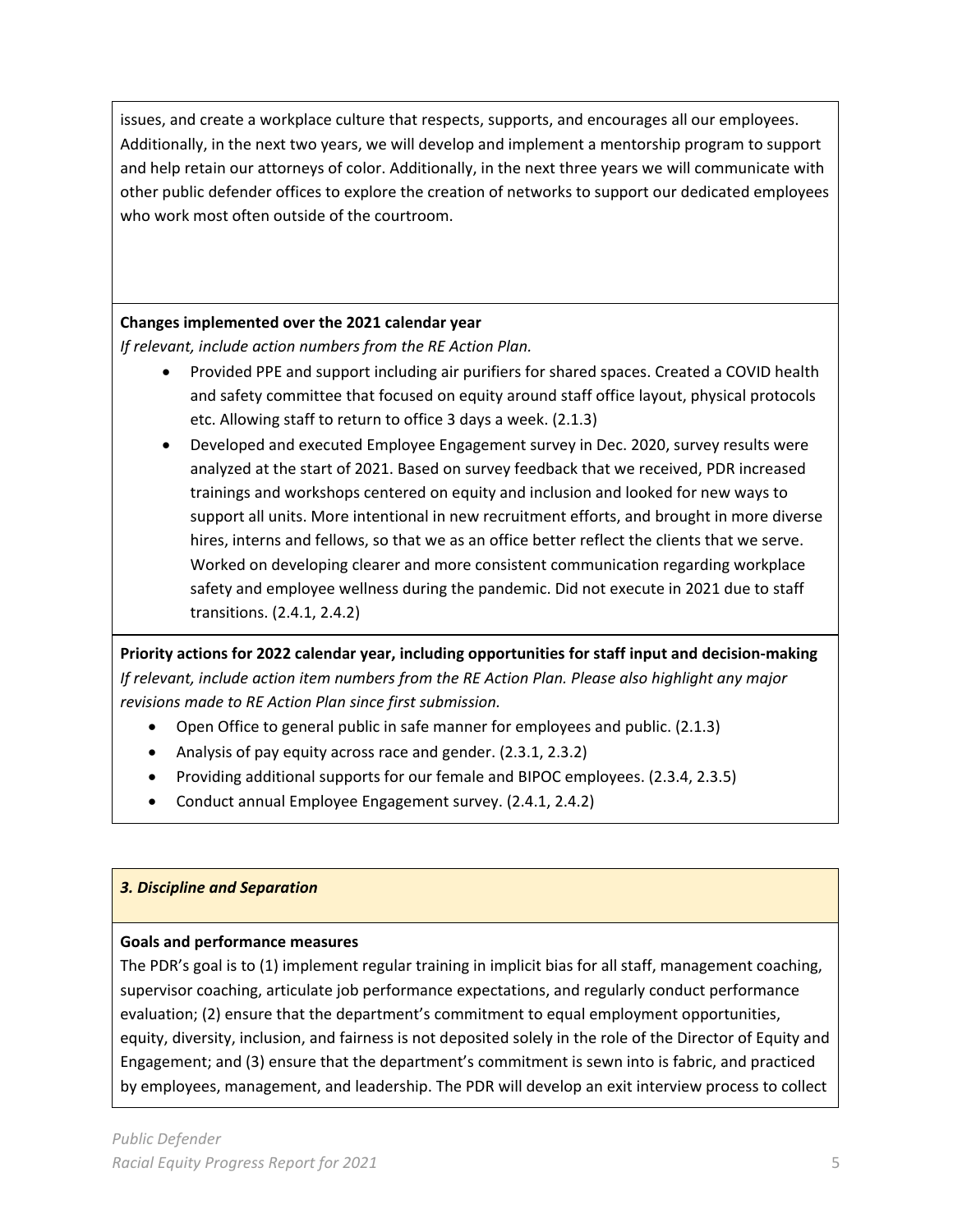issues, and create a workplace culture that respects, supports, and encourages all our employees. Additionally, in the next two years, we will develop and implement a mentorship program to support and help retain our attorneys of color. Additionally, in the next three years we will communicate with other public defender offices to explore the creation of networks to support our dedicated employees who work most often outside of the courtroom.

**Changes implemented over the 2021 calendar year**

*If relevant, include action numbers from the RE Action Plan.*

- Provided PPE and support including air purifiers for shared spaces. Created a COVID health and safety committee that focused on equity around staff office layout, physical protocols etc. Allowing staff to return to office 3 days a week. (2.1.3)
- Developed and executed Employee Engagement survey in Dec. 2020, survey results were analyzed at the start of 2021. Based on survey feedback that we received, PDR increased trainings and workshops centered on equity and inclusion and looked for new ways to support all units. More intentional in new recruitment efforts, and brought in more diverse hires, interns and fellows, so that we as an office better reflect the clients that we serve. Worked on developing clearer and more consistent communication regarding workplace safety and employee wellness during the pandemic. Did not execute in 2021 due to staff transitions. (2.4.1, 2.4.2)

**Priority actions for 2022 calendar year, including opportunities for staff input and decision-making**

*If relevant, include action item numbers from the RE Action Plan. Please also highlight any major revisions made to RE Action Plan since first submission.*

- Open Office to general public in safe manner for employees and public. (2.1.3)
- Analysis of pay equity across race and gender. (2.3.1, 2.3.2)
- Providing additional supports for our female and BIPOC employees. (2.3.4, 2.3.5)
- Conduct annual Employee Engagement survey. (2.4.1, 2.4.2)

### *3. Discipline and Separation*

**Goals and performance measures**

The PDR's goal is to (1) implement regular training in implicit bias for all staff, management coaching, supervisor coaching, articulate job performance expectations, and regularly conduct performance evaluation; (2) ensure that the department's commitment to equal employment opportunities, equity, diversity, inclusion, and fairness is not deposited solely in the role of the Director of Equity and Engagement; and (3) ensure that the department's commitment is sewn into is fabric, and practiced by employees, management, and leadership. The PDR will develop an exit interview process to collect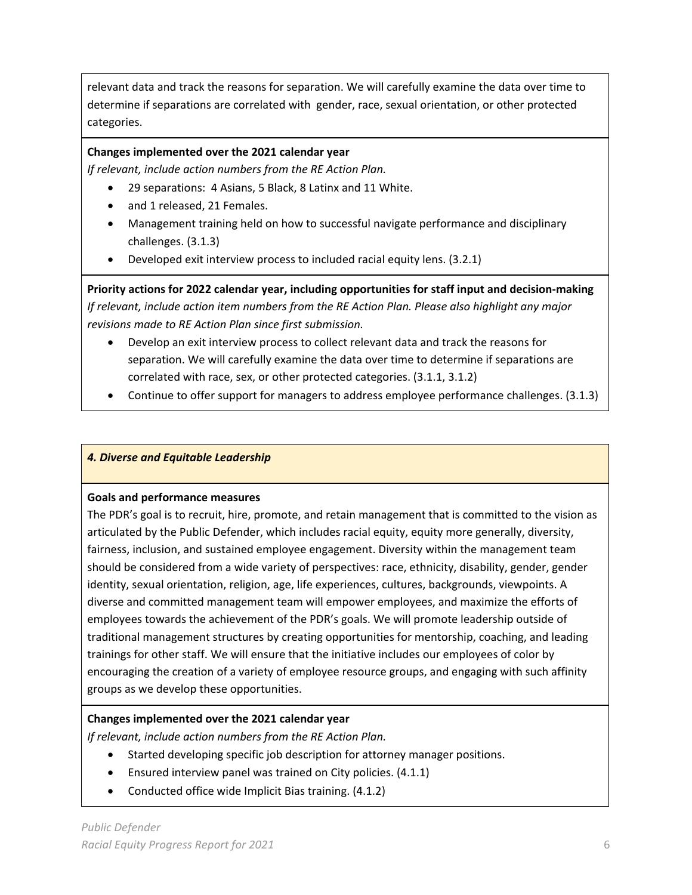relevant data and track the reasons for separation. We will carefully examine the data over time to determine if separations are correlated with  gender, race, sexual orientation, or other protected categories.

**Changes implemented over the 2021 calendar year**

*If relevant, include action numbers from the RE Action Plan.*

- 29 separations:  4 Asians, 5 Black, 8 Latinx and 11 White.
- and 1 released, 21 Females.
- Management training held on how to successful navigate performance and disciplinary challenges. (3.1.3)
- Developed exit interview process to included racial equity lens. (3.2.1)

**Priority actions for 2022 calendar year, including opportunities for staff input and decision-making**

*If relevant, include action item numbers from the RE Action Plan. Please also highlight any major revisions made to RE Action Plan since first submission.*

- Develop an exit interview process to collect relevant data and track the reasons for separation. We will carefully examine the data over time to determine if separations are correlated with race, sex, or other protected categories. (3.1.1, 3.1.2)
- Continue to offer support for managers to address employee performance challenges. (3.1.3)

### *4. Diverse and Equitable Leadership*

**Goals and performance measures**

The PDR's goal is to recruit, hire, promote, and retain management that is committed to the vision as articulated by the Public Defender, which includes racial equity, equity more generally, diversity, fairness, inclusion, and sustained employee engagement. Diversity within the management team should be considered from a wide variety of perspectives: race, ethnicity, disability, gender, gender identity, sexual orientation, religion, age, life experiences, cultures, backgrounds, viewpoints. A diverse and committed management team will empower employees, and maximize the efforts of employees towards the achievement of the PDR's goals. We will promote leadership outside of traditional management structures by creating opportunities for mentorship, coaching, and leading trainings for other staff. We will ensure that the initiative includes our employees of color by encouraging the creation of a variety of employee resource groups, and engaging with such affinity groups as we develop these opportunities.

**Changes implemented over the 2021 calendar year**

*If relevant, include action numbers from the RE Action Plan.*

- Started developing specific job description for attorney manager positions.
- Ensured interview panel was trained on City policies. (4.1.1)
- Conducted office wide Implicit Bias training. (4.1.2)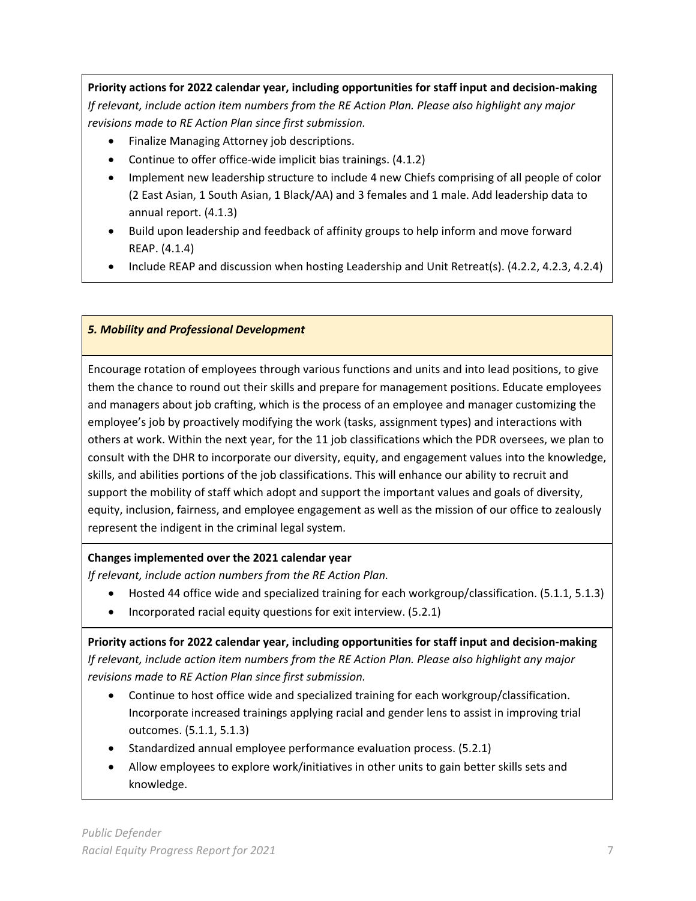**Priority actions for 2022 calendar year, including opportunities for staff input and decision-making**
*If relevant, include action item numbers from the RE Action Plan. Please also highlight any major revisions made to RE Action Plan since first submission.*

- Finalize Managing Attorney job descriptions.
- Continue to offer office-wide implicit bias trainings. (4.1.2)
- Implement new leadership structure to include 4 new Chiefs comprising of all people of color (2 East Asian, 1 South Asian, 1 Black/AA) and 3 females and 1 male. Add leadership data to annual report. (4.1.3)
- Build upon leadership and feedback of affinity groups to help inform and move forward REAP. (4.1.4)
- Include REAP and discussion when hosting Leadership and Unit Retreat(s). (4.2.2, 4.2.3, 4.2.4)

***5. Mobility and Professional Development***

Encourage rotation of employees through various functions and units and into lead positions, to give them the chance to round out their skills and prepare for management positions. Educate employees and managers about job crafting, which is the process of an employee and manager customizing the employee's job by proactively modifying the work (tasks, assignment types) and interactions with others at work. Within the next year, for the 11 job classifications which the PDR oversees, we plan to consult with the DHR to incorporate our diversity, equity, and engagement values into the knowledge, skills, and abilities portions of the job classifications. This will enhance our ability to recruit and support the mobility of staff which adopt and support the important values and goals of diversity, equity, inclusion, fairness, and employee engagement as well as the mission of our office to zealously represent the indigent in the criminal legal system.

**Changes implemented over the 2021 calendar year**
*If relevant, include action numbers from the RE Action Plan.*

- Hosted 44 office wide and specialized training for each workgroup/classification. (5.1.1, 5.1.3)
- Incorporated racial equity questions for exit interview. (5.2.1)

**Priority actions for 2022 calendar year, including opportunities for staff input and decision-making**
*If relevant, include action item numbers from the RE Action Plan. Please also highlight any major revisions made to RE Action Plan since first submission.*

- Continue to host office wide and specialized training for each workgroup/classification. Incorporate increased trainings applying racial and gender lens to assist in improving trial outcomes. (5.1.1, 5.1.3)
- Standardized annual employee performance evaluation process. (5.2.1)
- Allow employees to explore work/initiatives in other units to gain better skills sets and knowledge.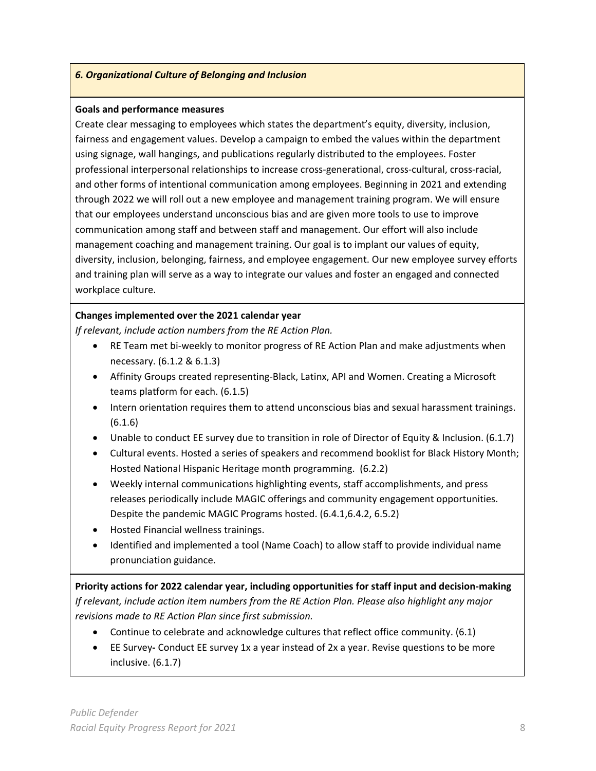### *6. Organizational Culture of Belonging and Inclusion*

**Goals and performance measures**

Create clear messaging to employees which states the department's equity, diversity, inclusion, fairness and engagement values. Develop a campaign to embed the values within the department using signage, wall hangings, and publications regularly distributed to the employees. Foster professional interpersonal relationships to increase cross-generational, cross-cultural, cross-racial, and other forms of intentional communication among employees. Beginning in 2021 and extending through 2022 we will roll out a new employee and management training program. We will ensure that our employees understand unconscious bias and are given more tools to use to improve communication among staff and between staff and management. Our effort will also include management coaching and management training. Our goal is to implant our values of equity, diversity, inclusion, belonging, fairness, and employee engagement. Our new employee survey efforts and training plan will serve as a way to integrate our values and foster an engaged and connected workplace culture.

**Changes implemented over the 2021 calendar year**

*If relevant, include action numbers from the RE Action Plan.*

- RE Team met bi-weekly to monitor progress of RE Action Plan and make adjustments when necessary. (6.1.2 & 6.1.3)
- Affinity Groups created representing-Black, Latinx, API and Women. Creating a Microsoft teams platform for each. (6.1.5)
- Intern orientation requires them to attend unconscious bias and sexual harassment trainings. (6.1.6)
- Unable to conduct EE survey due to transition in role of Director of Equity & Inclusion. (6.1.7)
- Cultural events. Hosted a series of speakers and recommend booklist for Black History Month; Hosted National Hispanic Heritage month programming. (6.2.2)
- Weekly internal communications highlighting events, staff accomplishments, and press releases periodically include MAGIC offerings and community engagement opportunities. Despite the pandemic MAGIC Programs hosted. (6.4.1,6.4.2, 6.5.2)
- Hosted Financial wellness trainings.
- Identified and implemented a tool (Name Coach) to allow staff to provide individual name pronunciation guidance.

**Priority actions for 2022 calendar year, including opportunities for staff input and decision-making**

*If relevant, include action item numbers from the RE Action Plan. Please also highlight any major revisions made to RE Action Plan since first submission.*

- Continue to celebrate and acknowledge cultures that reflect office community. (6.1)
- EE Survey**-** Conduct EE survey 1x a year instead of 2x a year. Revise questions to be more inclusive. (6.1.7)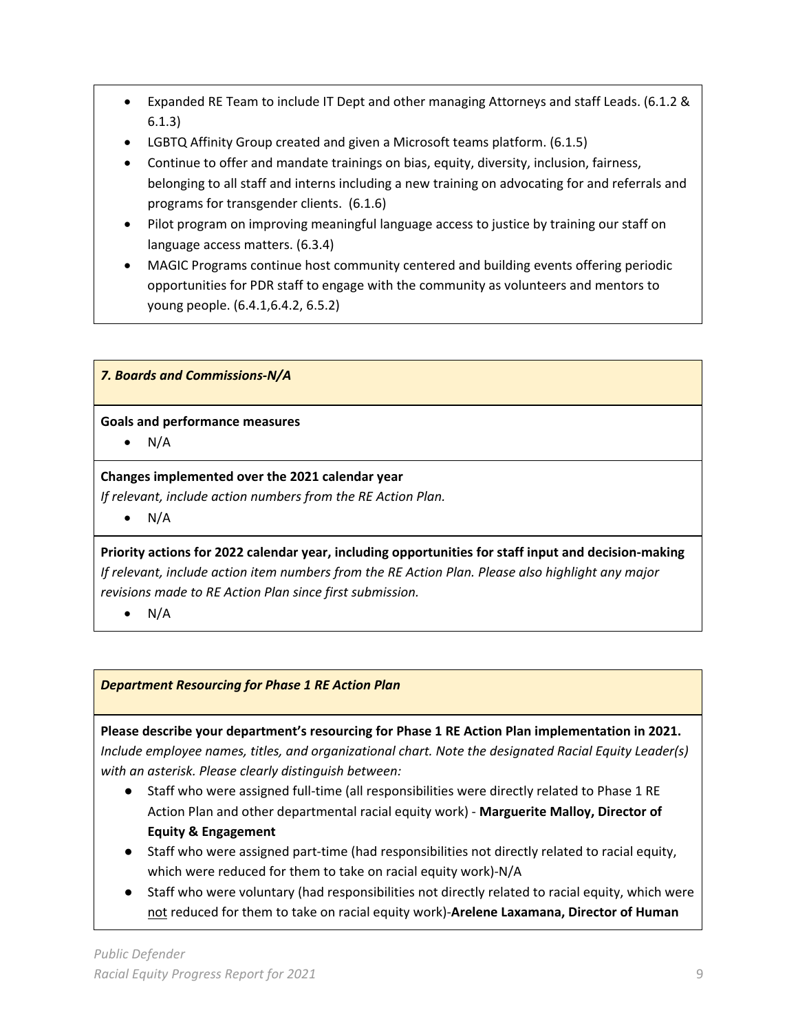- Expanded RE Team to include IT Dept and other managing Attorneys and staff Leads. (6.1.2 & 6.1.3)
- LGBTQ Affinity Group created and given a Microsoft teams platform. (6.1.5)
- Continue to offer and mandate trainings on bias, equity, diversity, inclusion, fairness, belonging to all staff and interns including a new training on advocating for and referrals and programs for transgender clients. (6.1.6)
- Pilot program on improving meaningful language access to justice by training our staff on language access matters. (6.3.4)
- MAGIC Programs continue host community centered and building events offering periodic opportunities for PDR staff to engage with the community as volunteers and mentors to young people. (6.4.1,6.4.2, 6.5.2)

***7. Boards and Commissions-N/A***

**Goals and performance measures**

- N/A

**Changes implemented over the 2021 calendar year**

*If relevant, include action numbers from the RE Action Plan.*

- N/A

**Priority actions for 2022 calendar year, including opportunities for staff input and decision-making**

*If relevant, include action item numbers from the RE Action Plan. Please also highlight any major revisions made to RE Action Plan since first submission.*

- N/A

***Department Resourcing for Phase 1 RE Action Plan***

**Please describe your department's resourcing for Phase 1 RE Action Plan implementation in 2021.**

*Include employee names, titles, and organizational chart. Note the designated Racial Equity Leader(s) with an asterisk. Please clearly distinguish between:*

- Staff who were assigned full-time (all responsibilities were directly related to Phase 1 RE Action Plan and other departmental racial equity work) - **Marguerite Malloy, Director of Equity & Engagement**
- Staff who were assigned part-time (had responsibilities not directly related to racial equity, which were reduced for them to take on racial equity work)-N/A
- Staff who were voluntary (had responsibilities not directly related to racial equity, which were not reduced for them to take on racial equity work)-**Arelene Laxamana, Director of Human**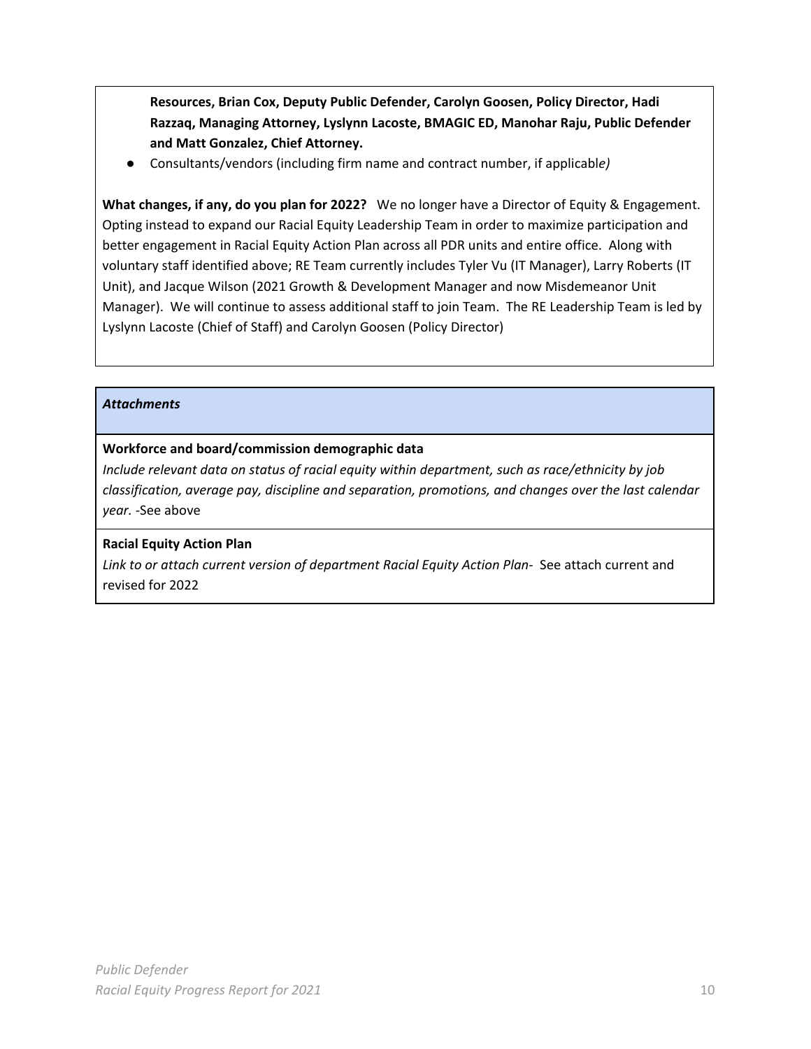**Resources, Brian Cox, Deputy Public Defender, Carolyn Goosen, Policy Director, Hadi Razzaq, Managing Attorney, Lyslynn Lacoste, BMAGIC ED, Manohar Raju, Public Defender and Matt Gonzalez, Chief Attorney.**

- Consultants/vendors (including firm name and contract number, if applicabl*e)*

**What changes, if any, do you plan for 2022?** We no longer have a Director of Equity & Engagement. Opting instead to expand our Racial Equity Leadership Team in order to maximize participation and better engagement in Racial Equity Action Plan across all PDR units and entire office. Along with voluntary staff identified above; RE Team currently includes Tyler Vu (IT Manager), Larry Roberts (IT Unit), and Jacque Wilson (2021 Growth & Development Manager and now Misdemeanor Unit Manager). We will continue to assess additional staff to join Team. The RE Leadership Team is led by Lyslynn Lacoste (Chief of Staff) and Carolyn Goosen (Policy Director)

***Attachments***

**Workforce and board/commission demographic data**

*Include relevant data on status of racial equity within department, such as race/ethnicity by job classification, average pay, discipline and separation, promotions, and changes over the last calendar year.* -See above

**Racial Equity Action Plan**

*Link to or attach current version of department Racial Equity Action Plan*- See attach current and revised for 2022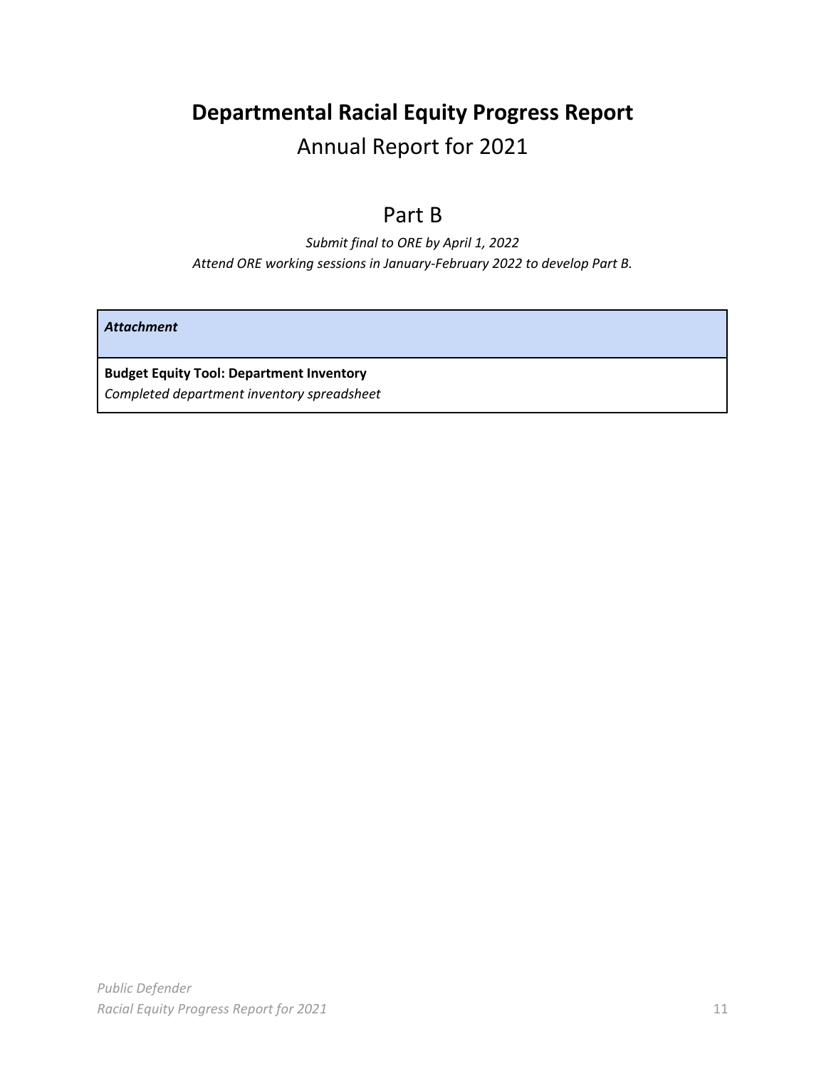# Departmental Racial Equity Progress Report

Annual Report for 2021

## Part B

*Submit final to ORE by April 1, 2022*

*Attend ORE working sessions in January-February 2022 to develop Part B.*

| ***Attachment*** |
| --- |
| **Budget Equity Tool: Department Inventory**<br>*Completed department inventory spreadsheet* |